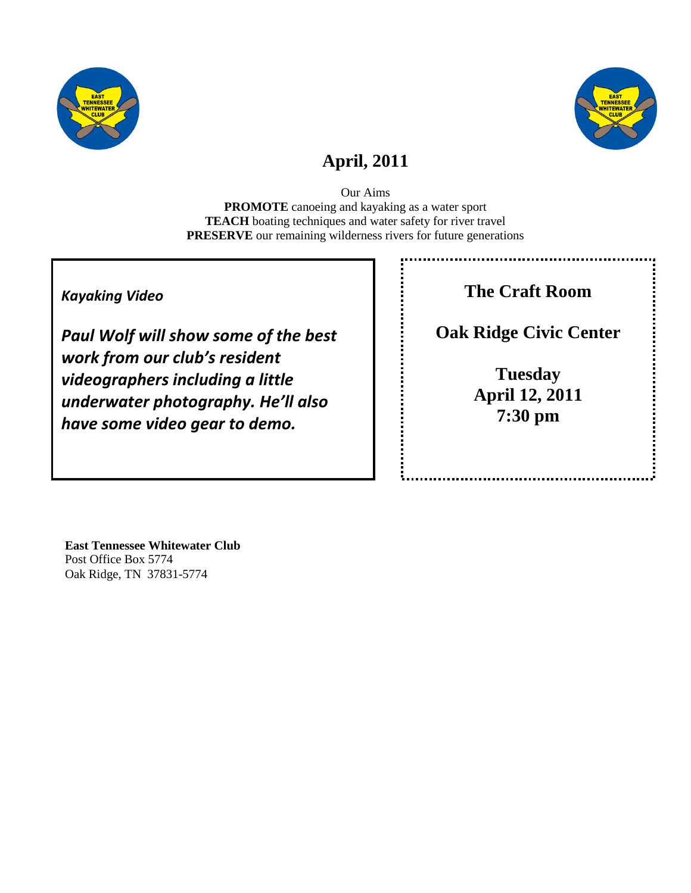# April, 2011

Our Aims
**PROMOTE** canoeing and kayaking as a water sport
**TEACH** boating techniques and water safety for river travel
**PRESERVE** our remaining wilderness rivers for future generations

***Kayaking Video***

***Paul Wolf will show some of the best work from our club's resident videographers including a little underwater photography. He'll also have some video gear to demo.***

**The Craft Room**

**Oak Ridge Civic Center**

**Tuesday**
**April 12, 2011**
**7:30 pm**

**East Tennessee Whitewater Club**
Post Office Box 5774
Oak Ridge, TN 37831-5774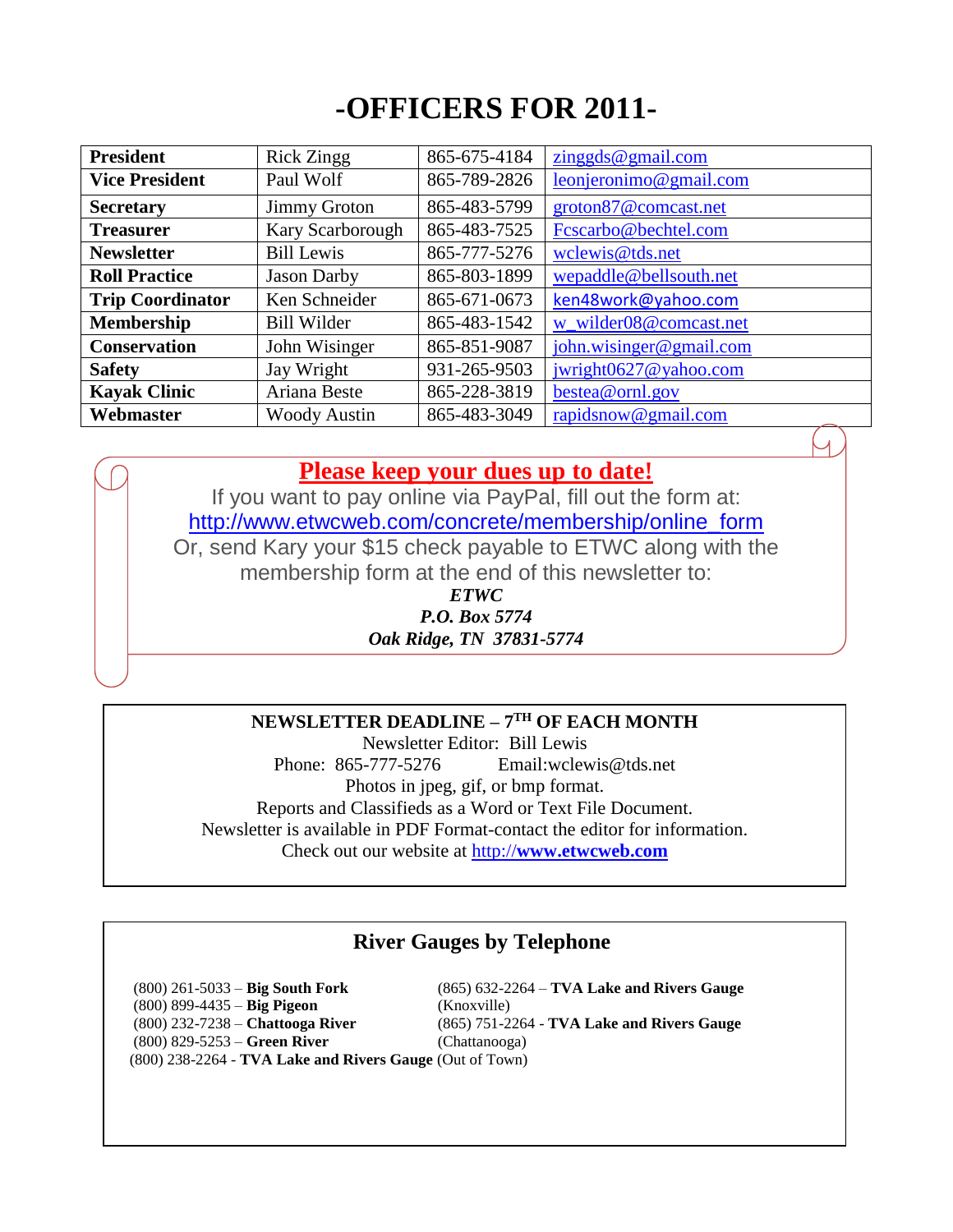# -OFFICERS FOR 2011-

| **President** | Rick Zingg | 865-675-4184 | zinggds@gmail.com |
|---|---|---|---|
| **Vice President** | Paul Wolf | 865-789-2826 | leonjeronimo@gmail.com |
| **Secretary** | Jimmy Groton | 865-483-5799 | groton87@comcast.net |
| **Treasurer** | Kary Scarborough | 865-483-7525 | Fcscarbo@bechtel.com |
| **Newsletter** | Bill Lewis | 865-777-5276 | wclewis@tds.net |
| **Roll Practice** | Jason Darby | 865-803-1899 | wepaddle@bellsouth.net |
| **Trip Coordinator** | Ken Schneider | 865-671-0673 | ken48work@yahoo.com |
| **Membership** | Bill Wilder | 865-483-1542 | w_wilder08@comcast.net |
| **Conservation** | John Wisinger | 865-851-9087 | john.wisinger@gmail.com |
| **Safety** | Jay Wright | 931-265-9503 | jwright0627@yahoo.com |
| **Kayak Clinic** | Ariana Beste | 865-228-3819 | bestea@ornl.gov |
| **Webmaster** | Woody Austin | 865-483-3049 | rapidsnow@gmail.com |

**Please keep your dues up to date!**

If you want to pay online via PayPal, fill out the form at:
http://www.etwcweb.com/concrete/membership/online_form
Or, send Kary your $15 check payable to ETWC along with the membership form at the end of this newsletter to:

***ETWC***
***P.O. Box 5774***
***Oak Ridge, TN 37831-5774***

**NEWSLETTER DEADLINE – 7TH OF EACH MONTH**

Newsletter Editor: Bill Lewis
Phone: 865-777-5276 Email:wclewis@tds.net
Photos in jpeg, gif, or bmp format.
Reports and Classifieds as a Word or Text File Document.
Newsletter is available in PDF Format-contact the editor for information.
Check out our website at http://www.etwcweb.com

## River Gauges by Telephone

(800) 261-5033 – **Big South Fork**
(800) 899-4435 – **Big Pigeon**
(800) 232-7238 – **Chattooga River**
(800) 829-5253 – **Green River**
(800) 238-2264 - **TVA Lake and Rivers Gauge** (Out of Town)
(865) 632-2264 – **TVA Lake and Rivers Gauge** (Knoxville)
(865) 751-2264 - **TVA Lake and Rivers Gauge** (Chattanooga)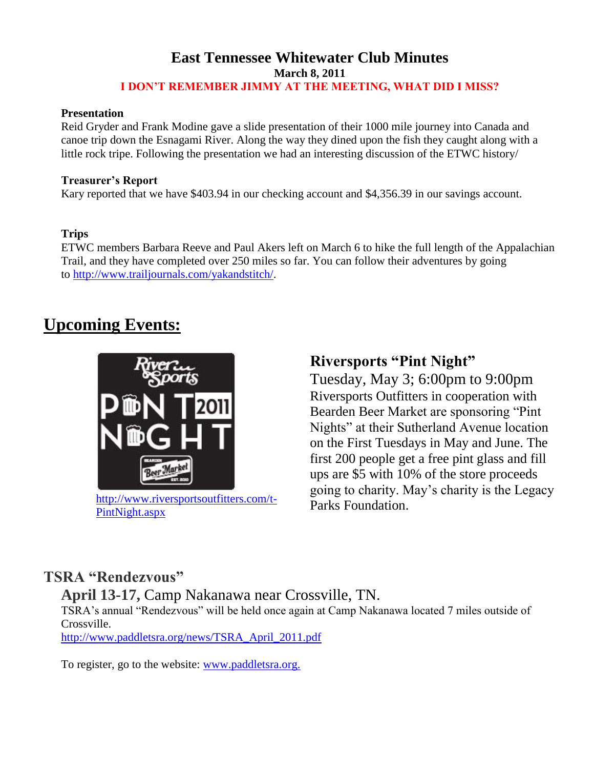# East Tennessee Whitewater Club Minutes

**March 8, 2011**

**I DON'T REMEMBER JIMMY AT THE MEETING, WHAT DID I MISS?**

### Presentation

Reid Gryder and Frank Modine gave a slide presentation of their 1000 mile journey into Canada and canoe trip down the Esnagami River. Along the way they dined upon the fish they caught along with a little rock tripe. Following the presentation we had an interesting discussion of the ETWC history/

### Treasurer's Report

Kary reported that we have $403.94 in our checking account and $4,356.39 in our savings account.

### Trips

ETWC members Barbara Reeve and Paul Akers left on March 6 to hike the full length of the Appalachian Trail, and they have completed over 250 miles so far. You can follow their adventures by going to http://www.trailjournals.com/yakandstitch/.

## Upcoming Events:

### Riversports "Pint Night"

Tuesday, May 3; 6:00pm to 9:00pm

Riversports Outfitters in cooperation with Bearden Beer Market are sponsoring "Pint Nights" at their Sutherland Avenue location on the First Tuesdays in May and June. The first 200 people get a free pint glass and fill ups are $5 with 10% of the store proceeds going to charity. May's charity is the Legacy Parks Foundation.

http://www.riversportsoutfitters.com/t-PintNight.aspx

### TSRA "Rendezvous"

**April 13-17,** Camp Nakanawa near Crossville, TN.

TSRA's annual "Rendezvous" will be held once again at Camp Nakanawa located 7 miles outside of Crossville.

http://www.paddletsra.org/news/TSRA_April_2011.pdf

To register, go to the website: www.paddletsra.org.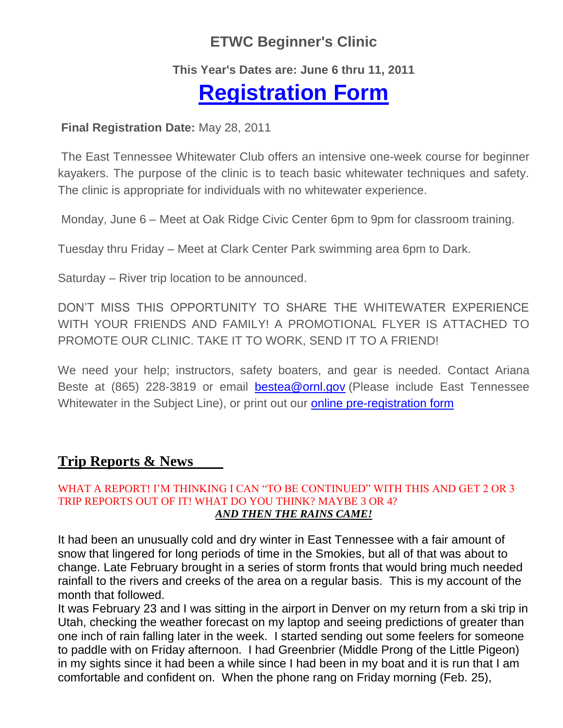## ETWC Beginner's Clinic

**This Year's Dates are: June 6 thru 11, 2011**

# Registration Form

**Final Registration Date:** May 28, 2011

The East Tennessee Whitewater Club offers an intensive one-week course for beginner kayakers. The purpose of the clinic is to teach basic whitewater techniques and safety. The clinic is appropriate for individuals with no whitewater experience.

Monday, June 6 – Meet at Oak Ridge Civic Center 6pm to 9pm for classroom training.

Tuesday thru Friday – Meet at Clark Center Park swimming area 6pm to Dark.

Saturday – River trip location to be announced.

DON'T MISS THIS OPPORTUNITY TO SHARE THE WHITEWATER EXPERIENCE WITH YOUR FRIENDS AND FAMILY! A PROMOTIONAL FLYER IS ATTACHED TO PROMOTE OUR CLINIC. TAKE IT TO WORK, SEND IT TO A FRIEND!

We need your help; instructors, safety boaters, and gear is needed. Contact Ariana Beste at (865) 228-3819 or email bestea@ornl.gov (Please include East Tennessee Whitewater in the Subject Line), or print out our online pre-registration form

## Trip Reports & News

WHAT A REPORT! I'M THINKING I CAN "TO BE CONTINUED" WITH THIS AND GET 2 OR 3 TRIP REPORTS OUT OF IT! WHAT DO YOU THINK? MAYBE 3 OR 4?

***AND THEN THE RAINS CAME!***

It had been an unusually cold and dry winter in East Tennessee with a fair amount of snow that lingered for long periods of time in the Smokies, but all of that was about to change. Late February brought in a series of storm fronts that would bring much needed rainfall to the rivers and creeks of the area on a regular basis. This is my account of the month that followed.

It was February 23 and I was sitting in the airport in Denver on my return from a ski trip in Utah, checking the weather forecast on my laptop and seeing predictions of greater than one inch of rain falling later in the week. I started sending out some feelers for someone to paddle with on Friday afternoon. I had Greenbrier (Middle Prong of the Little Pigeon) in my sights since it had been a while since I had been in my boat and it is run that I am comfortable and confident on. When the phone rang on Friday morning (Feb. 25),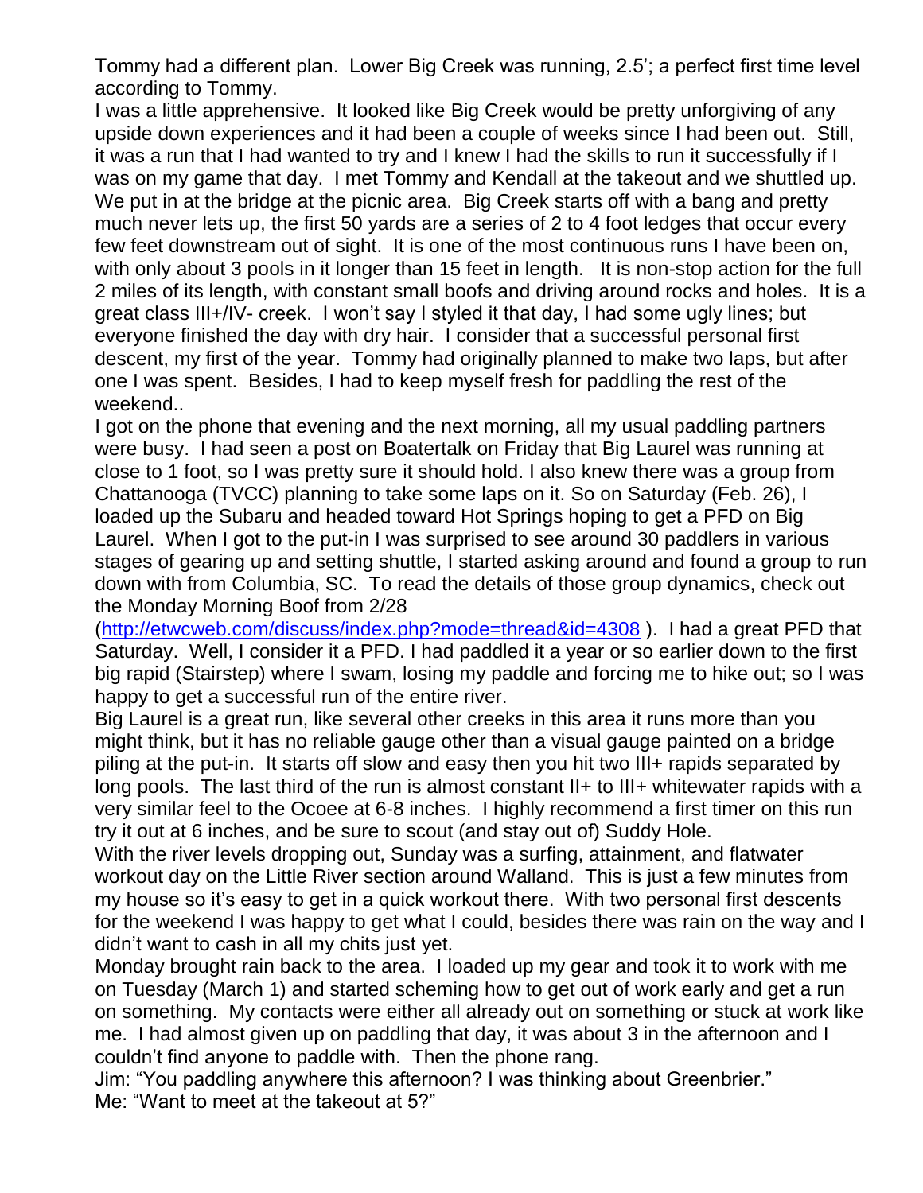Tommy had a different plan. Lower Big Creek was running, 2.5'; a perfect first time level according to Tommy.

I was a little apprehensive. It looked like Big Creek would be pretty unforgiving of any upside down experiences and it had been a couple of weeks since I had been out. Still, it was a run that I had wanted to try and I knew I had the skills to run it successfully if I was on my game that day. I met Tommy and Kendall at the takeout and we shuttled up. We put in at the bridge at the picnic area. Big Creek starts off with a bang and pretty much never lets up, the first 50 yards are a series of 2 to 4 foot ledges that occur every few feet downstream out of sight. It is one of the most continuous runs I have been on, with only about 3 pools in it longer than 15 feet in length. It is non-stop action for the full 2 miles of its length, with constant small boofs and driving around rocks and holes. It is a great class III+/IV- creek. I won't say I styled it that day, I had some ugly lines; but everyone finished the day with dry hair. I consider that a successful personal first descent, my first of the year. Tommy had originally planned to make two laps, but after one I was spent. Besides, I had to keep myself fresh for paddling the rest of the weekend..

I got on the phone that evening and the next morning, all my usual paddling partners were busy. I had seen a post on Boatertalk on Friday that Big Laurel was running at close to 1 foot, so I was pretty sure it should hold. I also knew there was a group from Chattanooga (TVCC) planning to take some laps on it. So on Saturday (Feb. 26), I loaded up the Subaru and headed toward Hot Springs hoping to get a PFD on Big Laurel. When I got to the put-in I was surprised to see around 30 paddlers in various stages of gearing up and setting shuttle, I started asking around and found a group to run down with from Columbia, SC. To read the details of those group dynamics, check out the Monday Morning Boof from 2/28 (http://etwcweb.com/discuss/index.php?mode=thread&id=4308 ). I had a great PFD that Saturday. Well, I consider it a PFD. I had paddled it a year or so earlier down to the first big rapid (Stairstep) where I swam, losing my paddle and forcing me to hike out; so I was happy to get a successful run of the entire river.

Big Laurel is a great run, like several other creeks in this area it runs more than you might think, but it has no reliable gauge other than a visual gauge painted on a bridge piling at the put-in. It starts off slow and easy then you hit two III+ rapids separated by long pools. The last third of the run is almost constant II+ to III+ whitewater rapids with a very similar feel to the Ocoee at 6-8 inches. I highly recommend a first timer on this run try it out at 6 inches, and be sure to scout (and stay out of) Suddy Hole.

With the river levels dropping out, Sunday was a surfing, attainment, and flatwater workout day on the Little River section around Walland. This is just a few minutes from my house so it's easy to get in a quick workout there. With two personal first descents for the weekend I was happy to get what I could, besides there was rain on the way and I didn't want to cash in all my chits just yet.

Monday brought rain back to the area. I loaded up my gear and took it to work with me on Tuesday (March 1) and started scheming how to get out of work early and get a run on something. My contacts were either all already out on something or stuck at work like me. I had almost given up on paddling that day, it was about 3 in the afternoon and I couldn't find anyone to paddle with. Then the phone rang.

Jim: "You paddling anywhere this afternoon? I was thinking about Greenbrier."

Me: "Want to meet at the takeout at 5?"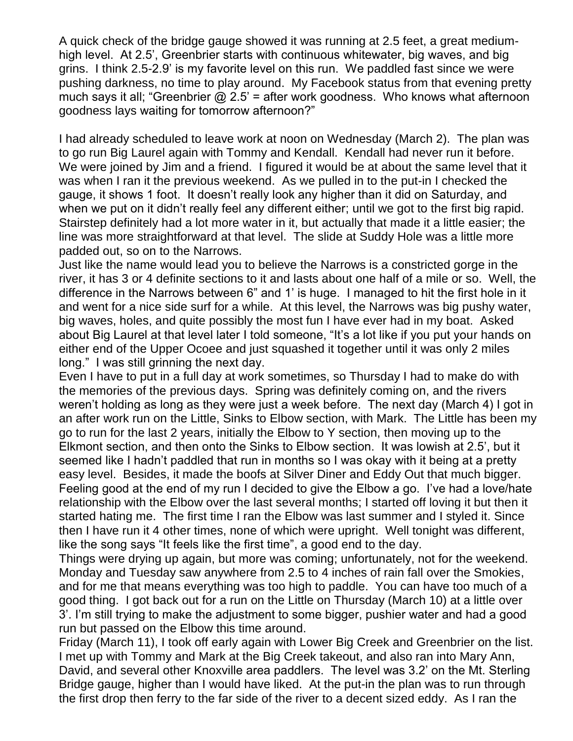A quick check of the bridge gauge showed it was running at 2.5 feet, a great medium-high level. At 2.5', Greenbrier starts with continuous whitewater, big waves, and big grins. I think 2.5-2.9' is my favorite level on this run. We paddled fast since we were pushing darkness, no time to play around. My Facebook status from that evening pretty much says it all; "Greenbrier @ 2.5' = after work goodness. Who knows what afternoon goodness lays waiting for tomorrow afternoon?"

I had already scheduled to leave work at noon on Wednesday (March 2). The plan was to go run Big Laurel again with Tommy and Kendall. Kendall had never run it before. We were joined by Jim and a friend. I figured it would be at about the same level that it was when I ran it the previous weekend. As we pulled in to the put-in I checked the gauge, it shows 1 foot. It doesn't really look any higher than it did on Saturday, and when we put on it didn't really feel any different either; until we got to the first big rapid. Stairstep definitely had a lot more water in it, but actually that made it a little easier; the line was more straightforward at that level. The slide at Suddy Hole was a little more padded out, so on to the Narrows.

Just like the name would lead you to believe the Narrows is a constricted gorge in the river, it has 3 or 4 definite sections to it and lasts about one half of a mile or so. Well, the difference in the Narrows between 6" and 1' is huge. I managed to hit the first hole in it and went for a nice side surf for a while. At this level, the Narrows was big pushy water, big waves, holes, and quite possibly the most fun I have ever had in my boat. Asked about Big Laurel at that level later I told someone, "It's a lot like if you put your hands on either end of the Upper Ocoee and just squashed it together until it was only 2 miles long." I was still grinning the next day.

Even I have to put in a full day at work sometimes, so Thursday I had to make do with the memories of the previous days. Spring was definitely coming on, and the rivers weren't holding as long as they were just a week before. The next day (March 4) I got in an after work run on the Little, Sinks to Elbow section, with Mark. The Little has been my go to run for the last 2 years, initially the Elbow to Y section, then moving up to the Elkmont section, and then onto the Sinks to Elbow section. It was lowish at 2.5', but it seemed like I hadn't paddled that run in months so I was okay with it being at a pretty easy level. Besides, it made the boofs at Silver Diner and Eddy Out that much bigger. Feeling good at the end of my run I decided to give the Elbow a go. I've had a love/hate relationship with the Elbow over the last several months; I started off loving it but then it started hating me. The first time I ran the Elbow was last summer and I styled it. Since then I have run it 4 other times, none of which were upright. Well tonight was different, like the song says "It feels like the first time", a good end to the day.

Things were drying up again, but more was coming; unfortunately, not for the weekend. Monday and Tuesday saw anywhere from 2.5 to 4 inches of rain fall over the Smokies, and for me that means everything was too high to paddle. You can have too much of a good thing. I got back out for a run on the Little on Thursday (March 10) at a little over 3'. I'm still trying to make the adjustment to some bigger, pushier water and had a good run but passed on the Elbow this time around.

Friday (March 11), I took off early again with Lower Big Creek and Greenbrier on the list. I met up with Tommy and Mark at the Big Creek takeout, and also ran into Mary Ann, David, and several other Knoxville area paddlers. The level was 3.2' on the Mt. Sterling Bridge gauge, higher than I would have liked. At the put-in the plan was to run through the first drop then ferry to the far side of the river to a decent sized eddy. As I ran the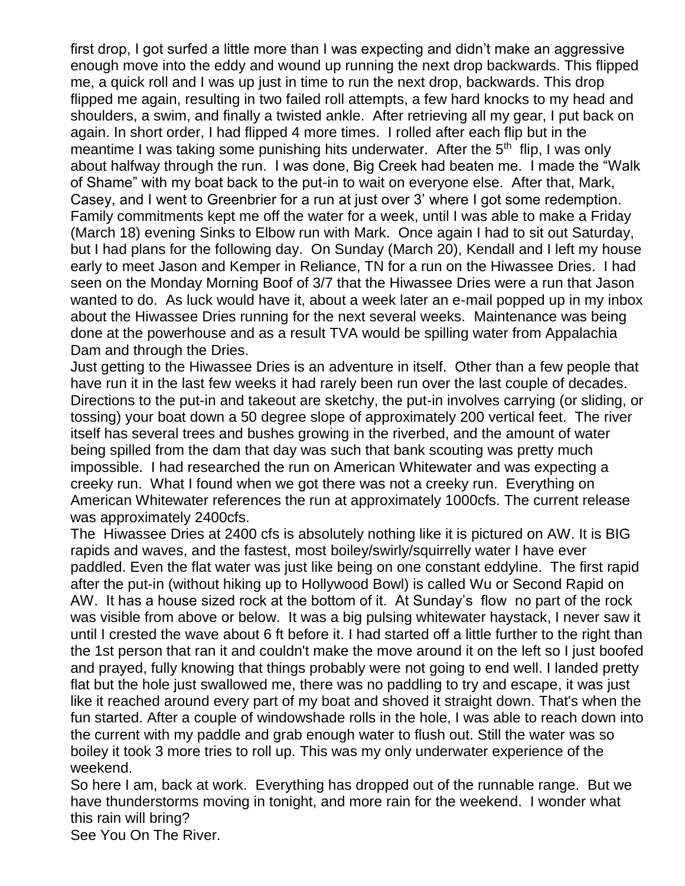first drop, I got surfed a little more than I was expecting and didn't make an aggressive enough move into the eddy and wound up running the next drop backwards. This flipped me, a quick roll and I was up just in time to run the next drop, backwards. This drop flipped me again, resulting in two failed roll attempts, a few hard knocks to my head and shoulders, a swim, and finally a twisted ankle. After retrieving all my gear, I put back on again. In short order, I had flipped 4 more times. I rolled after each flip but in the meantime I was taking some punishing hits underwater. After the 5th flip, I was only about halfway through the run. I was done, Big Creek had beaten me. I made the "Walk of Shame" with my boat back to the put-in to wait on everyone else. After that, Mark, Casey, and I went to Greenbrier for a run at just over 3' where I got some redemption. Family commitments kept me off the water for a week, until I was able to make a Friday (March 18) evening Sinks to Elbow run with Mark. Once again I had to sit out Saturday, but I had plans for the following day. On Sunday (March 20), Kendall and I left my house early to meet Jason and Kemper in Reliance, TN for a run on the Hiwassee Dries. I had seen on the Monday Morning Boof of 3/7 that the Hiwassee Dries were a run that Jason wanted to do. As luck would have it, about a week later an e-mail popped up in my inbox about the Hiwassee Dries running for the next several weeks. Maintenance was being done at the powerhouse and as a result TVA would be spilling water from Appalachia Dam and through the Dries.

Just getting to the Hiwassee Dries is an adventure in itself. Other than a few people that have run it in the last few weeks it had rarely been run over the last couple of decades. Directions to the put-in and takeout are sketchy, the put-in involves carrying (or sliding, or tossing) your boat down a 50 degree slope of approximately 200 vertical feet. The river itself has several trees and bushes growing in the riverbed, and the amount of water being spilled from the dam that day was such that bank scouting was pretty much impossible. I had researched the run on American Whitewater and was expecting a creeky run. What I found when we got there was not a creeky run. Everything on American Whitewater references the run at approximately 1000cfs. The current release was approximately 2400cfs.

The Hiwassee Dries at 2400 cfs is absolutely nothing like it is pictured on AW. It is BIG rapids and waves, and the fastest, most boiley/swirly/squirrelly water I have ever paddled. Even the flat water was just like being on one constant eddyline. The first rapid after the put-in (without hiking up to Hollywood Bowl) is called Wu or Second Rapid on AW. It has a house sized rock at the bottom of it. At Sunday's flow no part of the rock was visible from above or below. It was a big pulsing whitewater haystack, I never saw it until I crested the wave about 6 ft before it. I had started off a little further to the right than the 1st person that ran it and couldn't make the move around it on the left so I just boofed and prayed, fully knowing that things probably were not going to end well. I landed pretty flat but the hole just swallowed me, there was no paddling to try and escape, it was just like it reached around every part of my boat and shoved it straight down. That's when the fun started. After a couple of windowshade rolls in the hole, I was able to reach down into the current with my paddle and grab enough water to flush out. Still the water was so boiley it took 3 more tries to roll up. This was my only underwater experience of the weekend.

So here I am, back at work. Everything has dropped out of the runnable range. But we have thunderstorms moving in tonight, and more rain for the weekend. I wonder what this rain will bring?

See You On The River.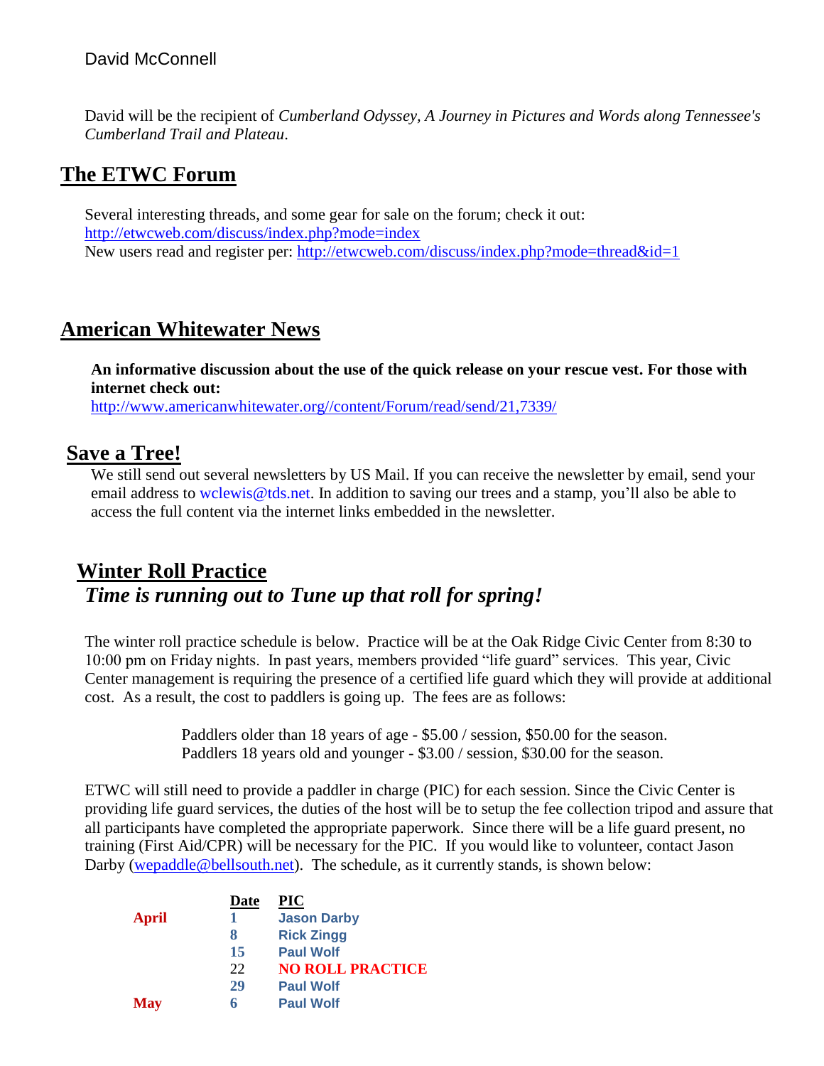David McConnell

David will be the recipient of *Cumberland Odyssey, A Journey in Pictures and Words along Tennessee's Cumberland Trail and Plateau*.

## The ETWC Forum

Several interesting threads, and some gear for sale on the forum; check it out:
http://etwcweb.com/discuss/index.php?mode=index
New users read and register per: http://etwcweb.com/discuss/index.php?mode=thread&id=1

## American Whitewater News

**An informative discussion about the use of the quick release on your rescue vest. For those with internet check out:**
http://www.americanwhitewater.org//content/Forum/read/send/21,7339/

## Save a Tree!

We still send out several newsletters by US Mail. If you can receive the newsletter by email, send your email address to wclewis@tds.net. In addition to saving our trees and a stamp, you'll also be able to access the full content via the internet links embedded in the newsletter.

## Winter Roll Practice

***Time is running out to Tune up that roll for spring!***

The winter roll practice schedule is below. Practice will be at the Oak Ridge Civic Center from 8:30 to 10:00 pm on Friday nights. In past years, members provided "life guard" services. This year, Civic Center management is requiring the presence of a certified life guard which they will provide at additional cost. As a result, the cost to paddlers is going up. The fees are as follows:

Paddlers older than 18 years of age - $5.00 / session, $50.00 for the season.
Paddlers 18 years old and younger - $3.00 / session, $30.00 for the season.

ETWC will still need to provide a paddler in charge (PIC) for each session. Since the Civic Center is providing life guard services, the duties of the host will be to setup the fee collection tripod and assure that all participants have completed the appropriate paperwork. Since there will be a life guard present, no training (First Aid/CPR) will be necessary for the PIC. If you would like to volunteer, contact Jason Darby (wepaddle@bellsouth.net). The schedule, as it currently stands, is shown below:

| | Date | PIC |
|---|---|---|
| **April** | **1** | **Jason Darby** |
| | **8** | **Rick Zingg** |
| | **15** | **Paul Wolf** |
| | 22 | **NO ROLL PRACTICE** |
| | **29** | **Paul Wolf** |
| **May** | **6** | **Paul Wolf** |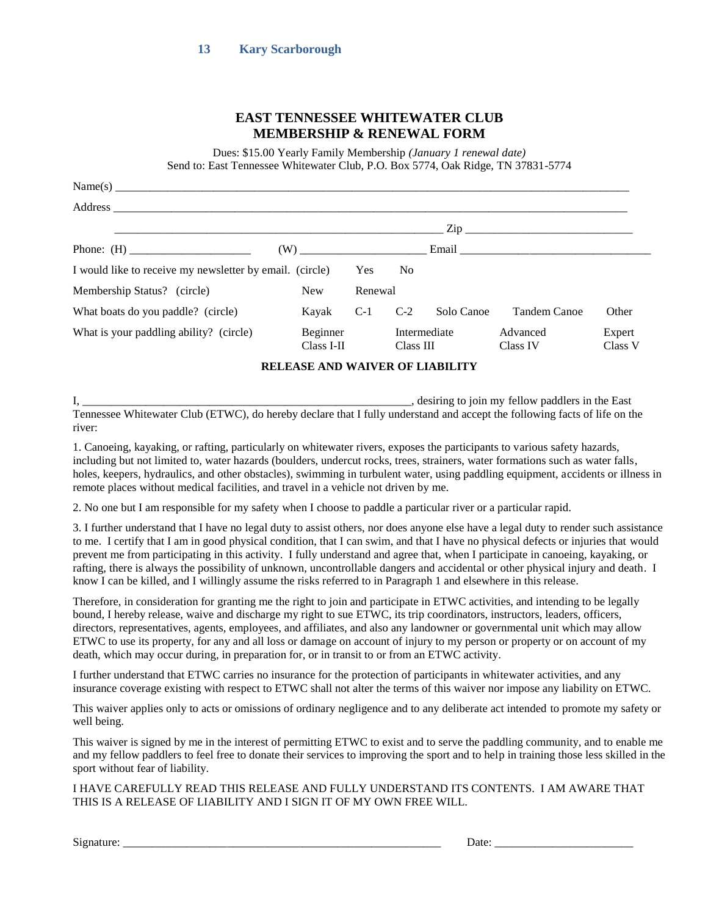**13 Kary Scarborough**

# EAST TENNESSEE WHITEWATER CLUB
## MEMBERSHIP & RENEWAL FORM

Dues: $15.00 Yearly Family Membership *(January 1 renewal date)*
Send to: East Tennessee Whitewater Club, P.O. Box 5774, Oak Ridge, TN 37831-5774

Name(s) ______________________________________________________________________________

Address ______________________________________________________________________________

______________________________________________ Zip ___________________________

Phone: (H) ____________________ (W) ____________________ Email ______________________________

| | | | | | | |
|---|---|---|---|---|---|---|
| I would like to receive my newsletter by email. (circle) | Yes | No | | | | |
| Membership Status? (circle) | New | Renewal | | | | |
| What boats do you paddle? (circle) | Kayak | C-1 | C-2 | Solo Canoe | Tandem Canoe | Other |
| What is your paddling ability? (circle) | Beginner Class I-II | | Intermediate Class III | | Advanced Class IV | Expert Class V |

### RELEASE AND WAIVER OF LIABILITY

I, ____________________________________________________, desiring to join my fellow paddlers in the East Tennessee Whitewater Club (ETWC), do hereby declare that I fully understand and accept the following facts of life on the river:

1. Canoeing, kayaking, or rafting, particularly on whitewater rivers, exposes the participants to various safety hazards, including but not limited to, water hazards (boulders, undercut rocks, trees, strainers, water formations such as water falls, holes, keepers, hydraulics, and other obstacles), swimming in turbulent water, using paddling equipment, accidents or illness in remote places without medical facilities, and travel in a vehicle not driven by me.

2. No one but I am responsible for my safety when I choose to paddle a particular river or a particular rapid.

3. I further understand that I have no legal duty to assist others, nor does anyone else have a legal duty to render such assistance to me. I certify that I am in good physical condition, that I can swim, and that I have no physical defects or injuries that would prevent me from participating in this activity. I fully understand and agree that, when I participate in canoeing, kayaking, or rafting, there is always the possibility of unknown, uncontrollable dangers and accidental or other physical injury and death. I know I can be killed, and I willingly assume the risks referred to in Paragraph 1 and elsewhere in this release.

Therefore, in consideration for granting me the right to join and participate in ETWC activities, and intending to be legally bound, I hereby release, waive and discharge my right to sue ETWC, its trip coordinators, instructors, leaders, officers, directors, representatives, agents, employees, and affiliates, and also any landowner or governmental unit which may allow ETWC to use its property, for any and all loss or damage on account of injury to my person or property or on account of my death, which may occur during, in preparation for, or in transit to or from an ETWC activity.

I further understand that ETWC carries no insurance for the protection of participants in whitewater activities, and any insurance coverage existing with respect to ETWC shall not alter the terms of this waiver nor impose any liability on ETWC.

This waiver applies only to acts or omissions of ordinary negligence and to any deliberate act intended to promote my safety or well being.

This waiver is signed by me in the interest of permitting ETWC to exist and to serve the paddling community, and to enable me and my fellow paddlers to feel free to donate their services to improving the sport and to help in training those less skilled in the sport without fear of liability.

I HAVE CAREFULLY READ THIS RELEASE AND FULLY UNDERSTAND ITS CONTENTS. I AM AWARE THAT THIS IS A RELEASE OF LIABILITY AND I SIGN IT OF MY OWN FREE WILL.

Signature: ______________________________________________ Date: ______________________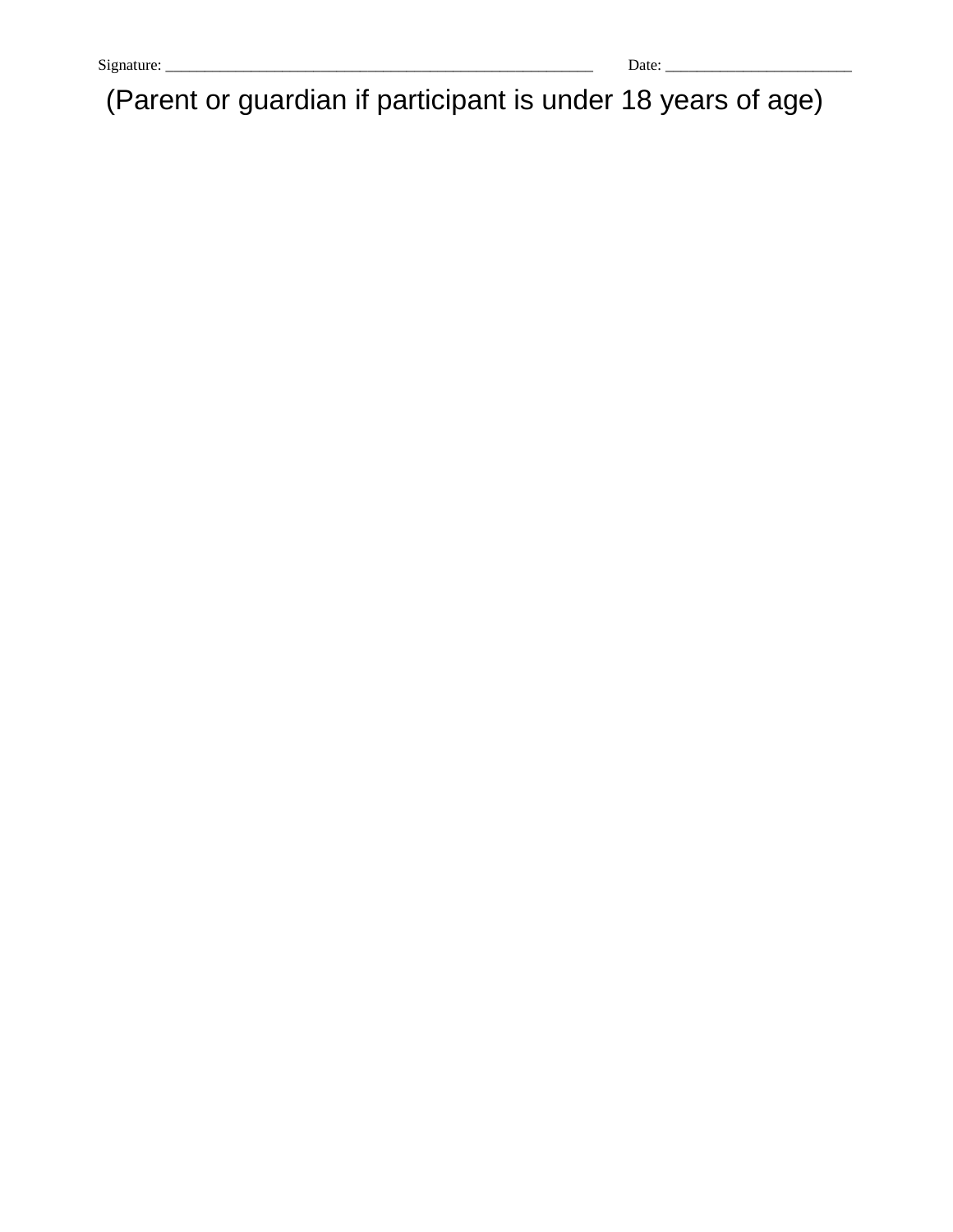Signature: _______________________________________________________ Date: ________________________

(Parent or guardian if participant is under 18 years of age)